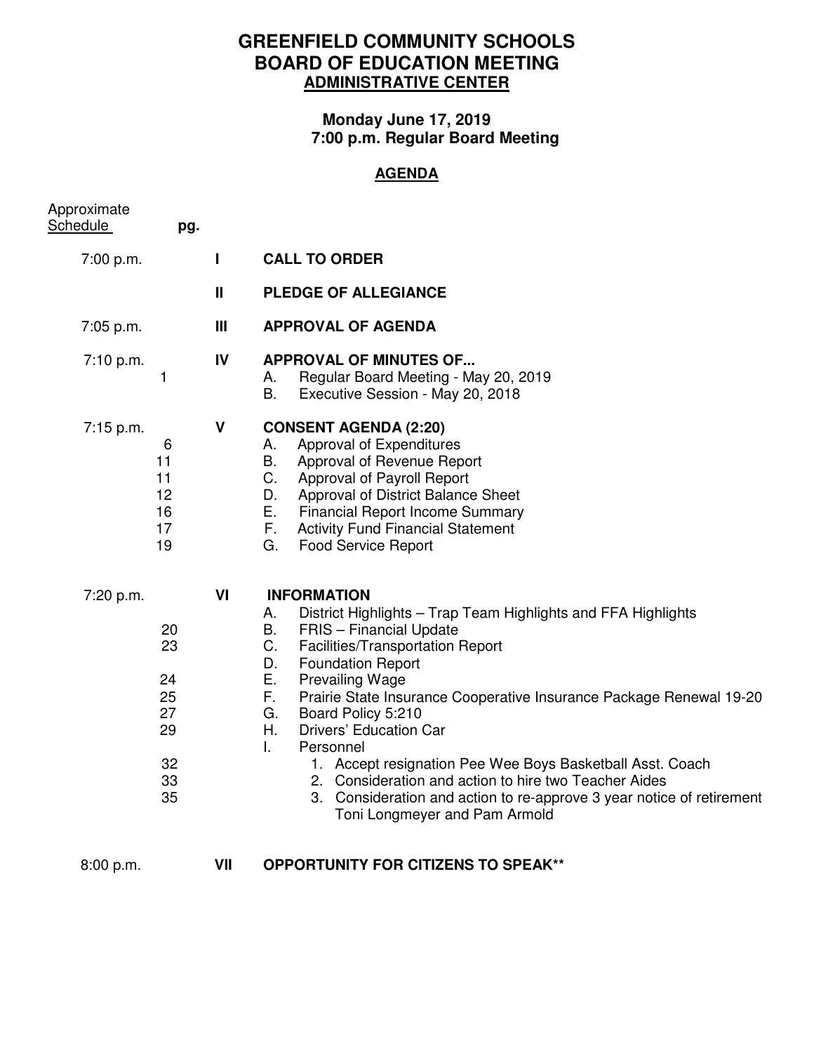# GREENFIELD COMMUNITY SCHOOLS
# BOARD OF EDUCATION MEETING
## ADMINISTRATIVE CENTER

**Monday June 17, 2019**
**7:00 p.m. Regular Board Meeting**

## AGENDA

| Approximate Schedule | pg. | | |
|---|---|---|---|
| 7:00 p.m. | | I | **CALL TO ORDER** |
| | | II | **PLEDGE OF ALLEGIANCE** |
| 7:05 p.m. | | III | **APPROVAL OF AGENDA** |
| 7:10 p.m. | | IV | **APPROVAL OF MINUTES OF...** |
| | 1 | | A. Regular Board Meeting - May 20, 2019 |
| | | | B. Executive Session - May 20, 2018 |
| 7:15 p.m. | | V | **CONSENT AGENDA (2:20)** |
| | 6 | | A. Approval of Expenditures |
| | 11 | | B. Approval of Revenue Report |
| | 11 | | C. Approval of Payroll Report |
| | 12 | | D. Approval of District Balance Sheet |
| | 16 | | E. Financial Report Income Summary |
| | 17 | | F. Activity Fund Financial Statement |
| | 19 | | G. Food Service Report |
| 7:20 p.m. | | VI | **INFORMATION** |
| | | | A. District Highlights – Trap Team Highlights and FFA Highlights |
| | 20 | | B. FRIS – Financial Update |
| | 23 | | C. Facilities/Transportation Report |
| | | | D. Foundation Report |
| | 24 | | E. Prevailing Wage |
| | 25 | | F. Prairie State Insurance Cooperative Insurance Package Renewal 19-20 |
| | 27 | | G. Board Policy 5:210 |
| | 29 | | H. Drivers' Education Car |
| | | | I. Personnel |
| | 32 | | 1. Accept resignation Pee Wee Boys Basketball Asst. Coach |
| | 33 | | 2. Consideration and action to hire two Teacher Aides |
| | 35 | | 3. Consideration and action to re-approve 3 year notice of retirement Toni Longmeyer and Pam Armold |
| 8:00 p.m. | | VII | **OPPORTUNITY FOR CITIZENS TO SPEAK**** |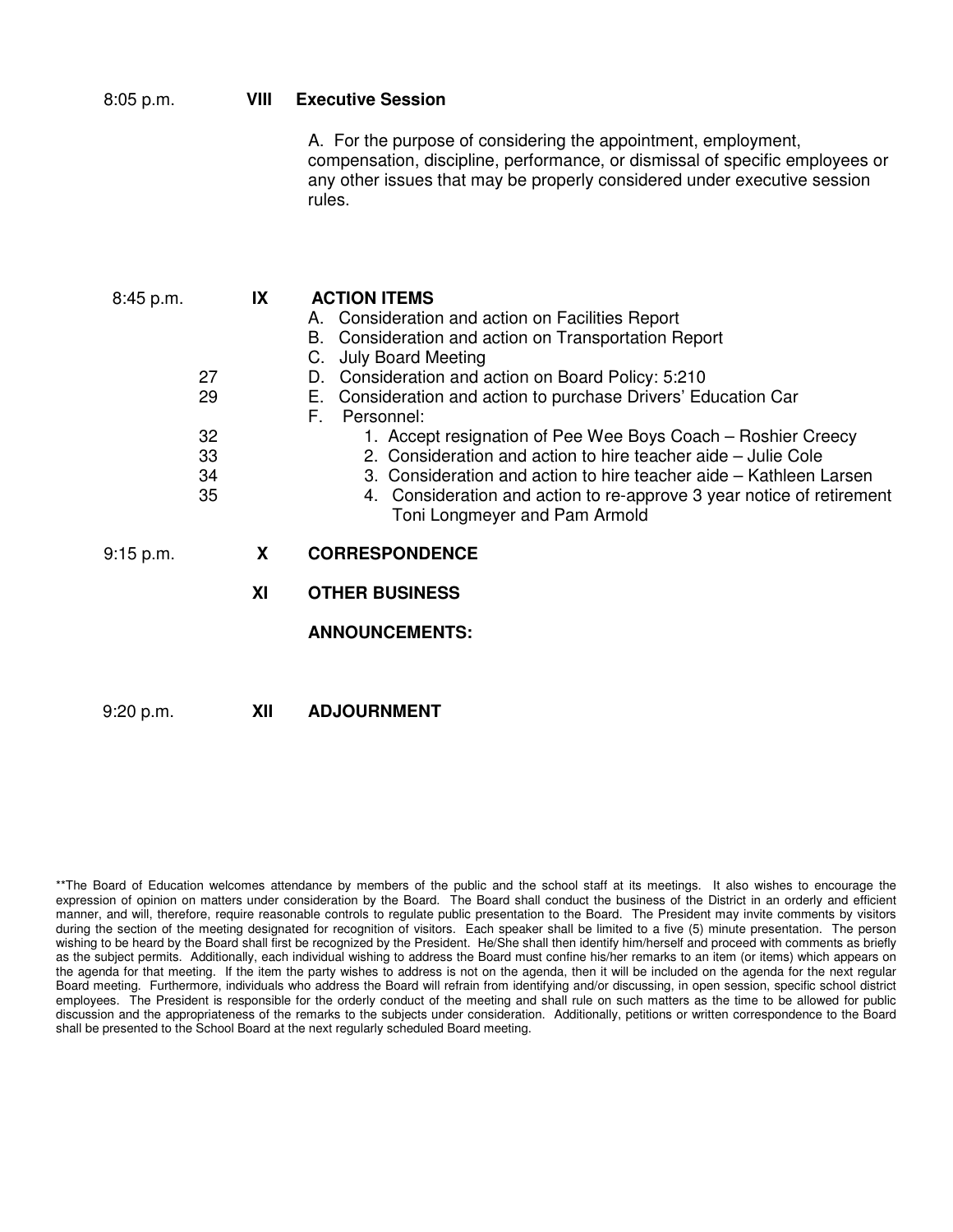8:05 p.m. **VIII Executive Session**

A. For the purpose of considering the appointment, employment, compensation, discipline, performance, or dismissal of specific employees or any other issues that may be properly considered under executive session rules.

8:45 p.m. **IX ACTION ITEMS**

A. Consideration and action on Facilities Report
B. Consideration and action on Transportation Report
C. July Board Meeting
27 D. Consideration and action on Board Policy: 5:210
29 E. Consideration and action to purchase Drivers' Education Car
F. Personnel:
32 1. Accept resignation of Pee Wee Boys Coach – Roshier Creecy
33 2. Consideration and action to hire teacher aide – Julie Cole
34 3. Consideration and action to hire teacher aide – Kathleen Larsen
35 4. Consideration and action to re-approve 3 year notice of retirement Toni Longmeyer and Pam Armold

9:15 p.m. **X CORRESPONDENCE**

**XI OTHER BUSINESS**

**ANNOUNCEMENTS:**

9:20 p.m. **XII ADJOURNMENT**

**The Board of Education welcomes attendance by members of the public and the school staff at its meetings. It also wishes to encourage the expression of opinion on matters under consideration by the Board. The Board shall conduct the business of the District in an orderly and efficient manner, and will, therefore, require reasonable controls to regulate public presentation to the Board. The President may invite comments by visitors during the section of the meeting designated for recognition of visitors. Each speaker shall be limited to a five (5) minute presentation. The person wishing to be heard by the Board shall first be recognized by the President. He/She shall then identify him/herself and proceed with comments as briefly as the subject permits. Additionally, each individual wishing to address the Board must confine his/her remarks to an item (or items) which appears on the agenda for that meeting. If the item the party wishes to address is not on the agenda, then it will be included on the agenda for the next regular Board meeting. Furthermore, individuals who address the Board will refrain from identifying and/or discussing, in open session, specific school district employees. The President is responsible for the orderly conduct of the meeting and shall rule on such matters as the time to be allowed for public discussion and the appropriateness of the remarks to the subjects under consideration. Additionally, petitions or written correspondence to the Board shall be presented to the School Board at the next regularly scheduled Board meeting.